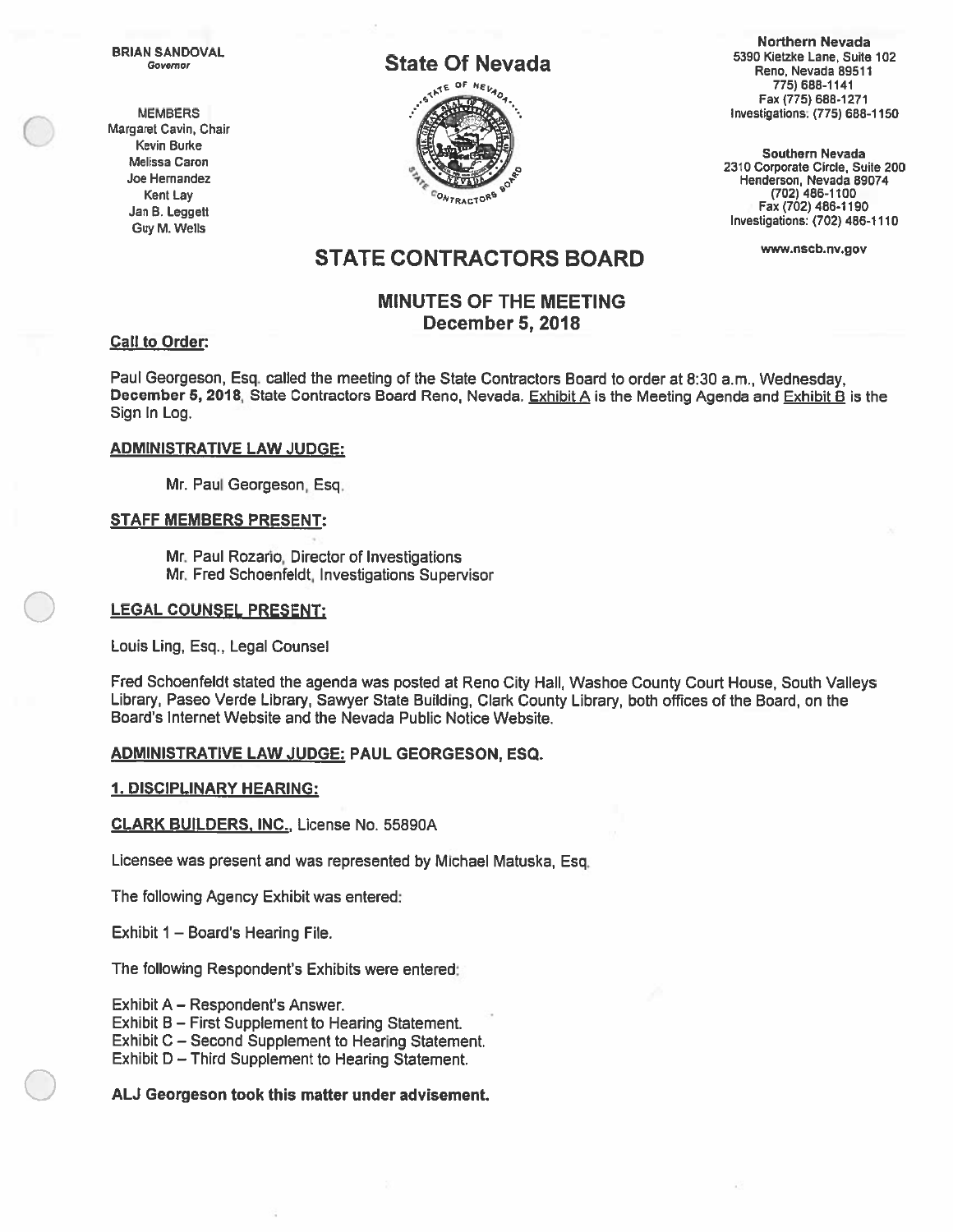BRIAN SANDOVAL
*Governor*

MEMBERS
Margaret Cavin, Chair
Kevin Burke
Melissa Caron
Joe Hernandez
Kent Lay
Jan B. Leggett
Guy M. Wells

**State Of Nevada**

**Northern Nevada**
5390 Kietzke Lane, Suite 102
Reno, Nevada 89511
775) 688-1141
Fax (775) 688-1271
Investigations: (775) 688-1150

**Southern Nevada**
2310 Corporate Circle, Suite 200
Henderson, Nevada 89074
(702) 486-1100
Fax (702) 486-1190
Investigations: (702) 486-1110

www.nscb.nv.gov

# STATE CONTRACTORS BOARD

## MINUTES OF THE MEETING
## December 5, 2018

**Call to Order:**

Paul Georgeson, Esq. called the meeting of the State Contractors Board to order at 8:30 a.m., Wednesday, **December 5, 2018**, State Contractors Board Reno, Nevada. Exhibit A is the Meeting Agenda and Exhibit B is the Sign In Log.

**ADMINISTRATIVE LAW JUDGE:**

Mr. Paul Georgeson, Esq.

**STAFF MEMBERS PRESENT:**

Mr. Paul Rozario, Director of Investigations
Mr. Fred Schoenfeldt, Investigations Supervisor

**LEGAL COUNSEL PRESENT:**

Louis Ling, Esq., Legal Counsel

Fred Schoenfeldt stated the agenda was posted at Reno City Hall, Washoe County Court House, South Valleys Library, Paseo Verde Library, Sawyer State Building, Clark County Library, both offices of the Board, on the Board's Internet Website and the Nevada Public Notice Website.

**ADMINISTRATIVE LAW JUDGE: PAUL GEORGESON, ESQ.**

**1. DISCIPLINARY HEARING:**

**CLARK BUILDERS, INC.**, License No. 55890A

Licensee was present and was represented by Michael Matuska, Esq.

The following Agency Exhibit was entered:

Exhibit 1 – Board's Hearing File.

The following Respondent's Exhibits were entered:

Exhibit A – Respondent's Answer.
Exhibit B – First Supplement to Hearing Statement.
Exhibit C – Second Supplement to Hearing Statement.
Exhibit D – Third Supplement to Hearing Statement.

**ALJ Georgeson took this matter under advisement.**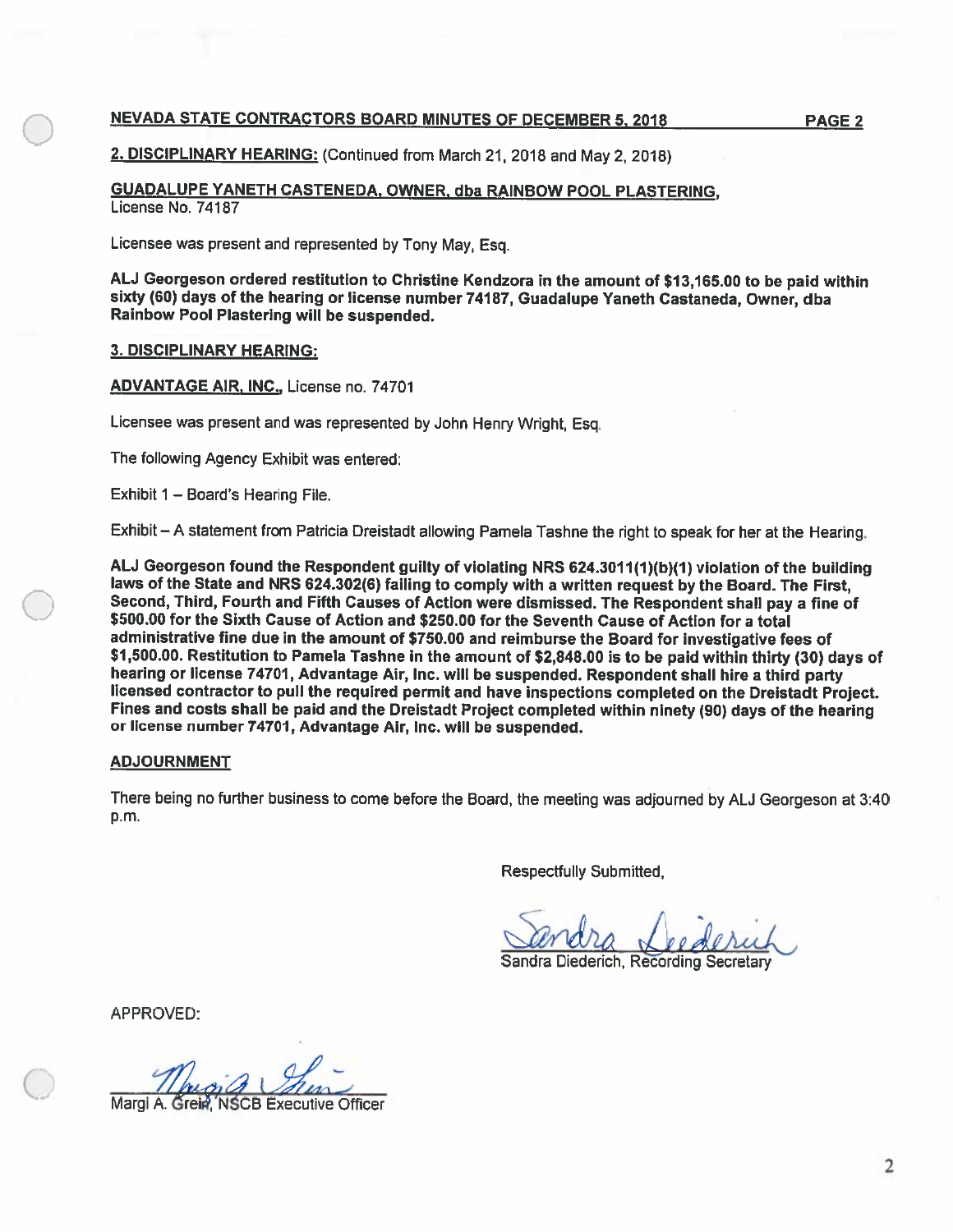**2. DISCIPLINARY HEARING:** (Continued from March 21, 2018 and May 2, 2018)

**GUADALUPE YANETH CASTENEDA, OWNER, dba RAINBOW POOL PLASTERING,**
License No. 74187

Licensee was present and represented by Tony May, Esq.

**ALJ Georgeson ordered restitution to Christine Kendzora in the amount of $13,165.00 to be paid within sixty (60) days of the hearing or license number 74187, Guadalupe Yaneth Castaneda, Owner, dba Rainbow Pool Plastering will be suspended.**

**3. DISCIPLINARY HEARING:**

**ADVANTAGE AIR, INC.,** License no. 74701

Licensee was present and was represented by John Henry Wright, Esq.

The following Agency Exhibit was entered:

Exhibit 1 – Board's Hearing File.

Exhibit – A statement from Patricia Dreistadt allowing Pamela Tashne the right to speak for her at the Hearing.

**ALJ Georgeson found the Respondent guilty of violating NRS 624.3011(1)(b)(1) violation of the building laws of the State and NRS 624.302(6) failing to comply with a written request by the Board. The First, Second, Third, Fourth and Fifth Causes of Action were dismissed. The Respondent shall pay a fine of $500.00 for the Sixth Cause of Action and $250.00 for the Seventh Cause of Action for a total administrative fine due in the amount of $750.00 and reimburse the Board for investigative fees of $1,500.00. Restitution to Pamela Tashne in the amount of $2,848.00 is to be paid within thirty (30) days of hearing or license 74701, Advantage Air, Inc. will be suspended. Respondent shall hire a third party licensed contractor to pull the required permit and have inspections completed on the Dreistadt Project. Fines and costs shall be paid and the Dreistadt Project completed within ninety (90) days of the hearing or license number 74701, Advantage Air, Inc. will be suspended.**

**ADJOURNMENT**

There being no further business to come before the Board, the meeting was adjourned by ALJ Georgeson at 3:40 p.m.

Respectfully Submitted,

Sandra Diederich, Recording Secretary

APPROVED:

Margi A. Grein, NSCB Executive Officer